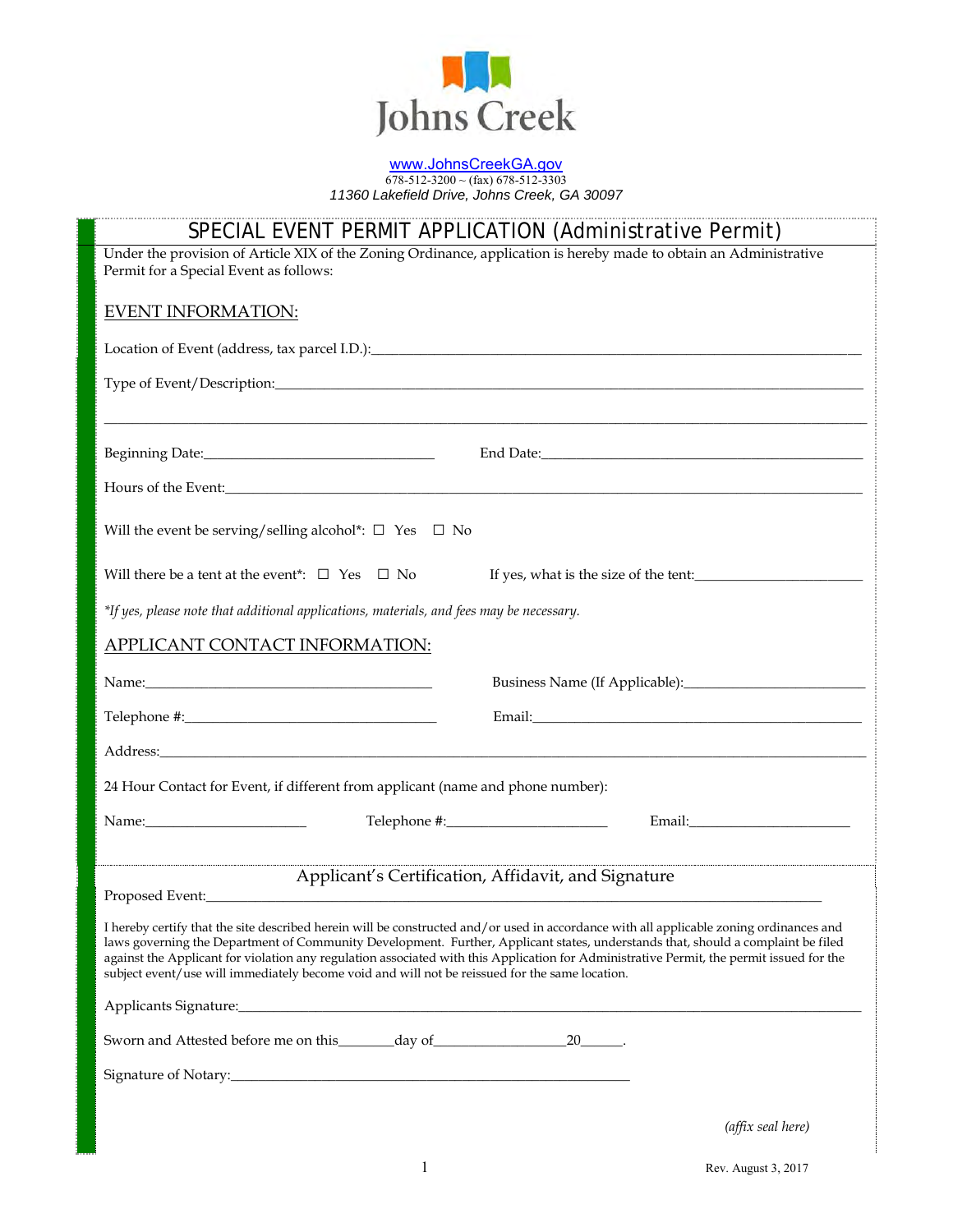Johns Creek

www.JohnsCreekGA.gov
678-512-3200 ~ (fax) 678-512-3303
*11360 Lakefield Drive, Johns Creek, GA 30097*

# SPECIAL EVENT PERMIT APPLICATION (Administrative Permit)

Under the provision of Article XIX of the Zoning Ordinance, application is hereby made to obtain an Administrative Permit for a Special Event as follows:

## EVENT INFORMATION:

Location of Event (address, tax parcel I.D.):________________________________________________

Type of Event/Description:________________________________________________

________________________________________________

Beginning Date:______________________________ End Date:______________________________

Hours of the Event:________________________________________________

Will the event be serving/selling alcohol*: ☐ Yes ☐ No

Will there be a tent at the event*: ☐ Yes ☐ No If yes, what is the size of the tent:____________________

*\*If yes, please note that additional applications, materials, and fees may be necessary.*

## APPLICANT CONTACT INFORMATION:

Name:______________________________ Business Name (If Applicable):______________________________

Telephone #:______________________________ Email:______________________________

Address:________________________________________________

24 Hour Contact for Event, if different from applicant (name and phone number):

Name:____________________ Telephone #:____________________ Email:____________________

## Applicant's Certification, Affidavit, and Signature

Proposed Event:________________________________________________

I hereby certify that the site described herein will be constructed and/or used in accordance with all applicable zoning ordinances and laws governing the Department of Community Development. Further, Applicant states, understands that, should a complaint be filed against the Applicant for violation any regulation associated with this Application for Administrative Permit, the permit issued for the subject event/use will immediately become void and will not be reissued for the same location.

Applicants Signature:________________________________________________

Sworn and Attested before me on this_______day of________________20_____.

Signature of Notary:________________________________________________

*(affix seal here)*

Rev. August 3, 2017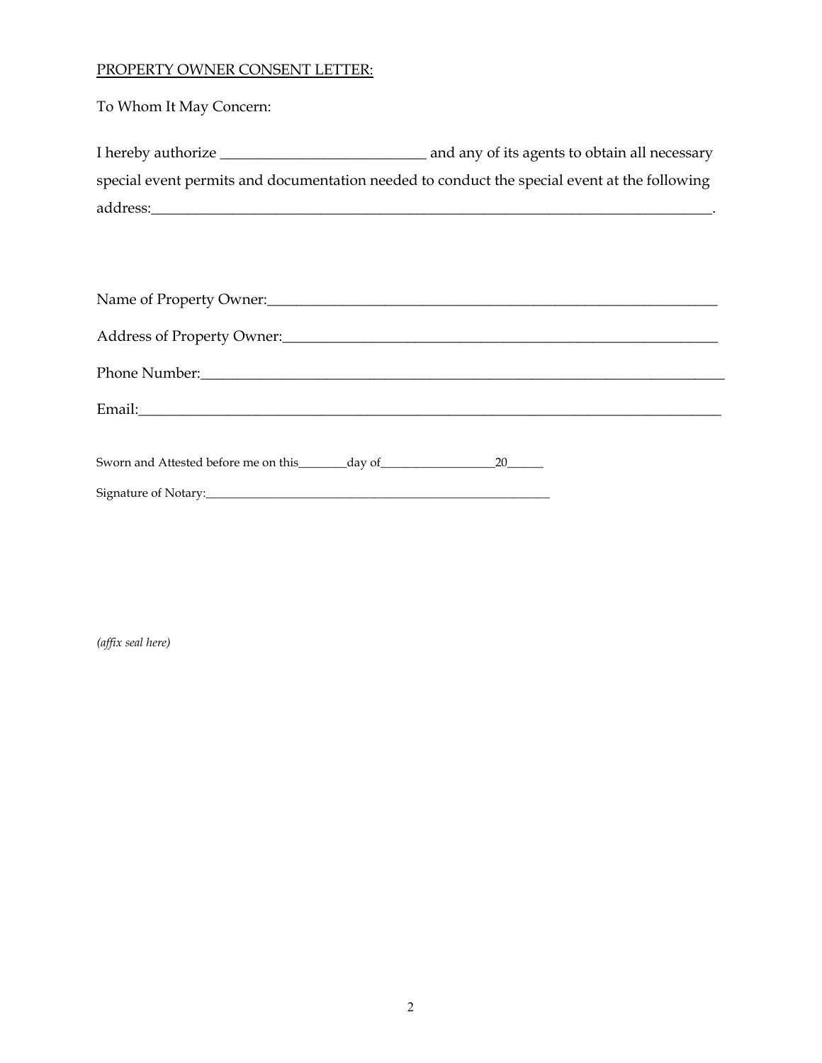PROPERTY OWNER CONSENT LETTER:

To Whom It May Concern:

I hereby authorize ____________________________ and any of its agents to obtain all necessary special event permits and documentation needed to conduct the special event at the following address:______________________________________________________________________________.

Name of Property Owner:_______________________________________________________________

Address of Property Owner:_____________________________________________________________

Phone Number:_________________________________________________________________________

Email:________________________________________________________________________________

Sworn and Attested before me on this________day of___________________20______

Signature of Notary:_________________________________________________________

*(affix seal here)*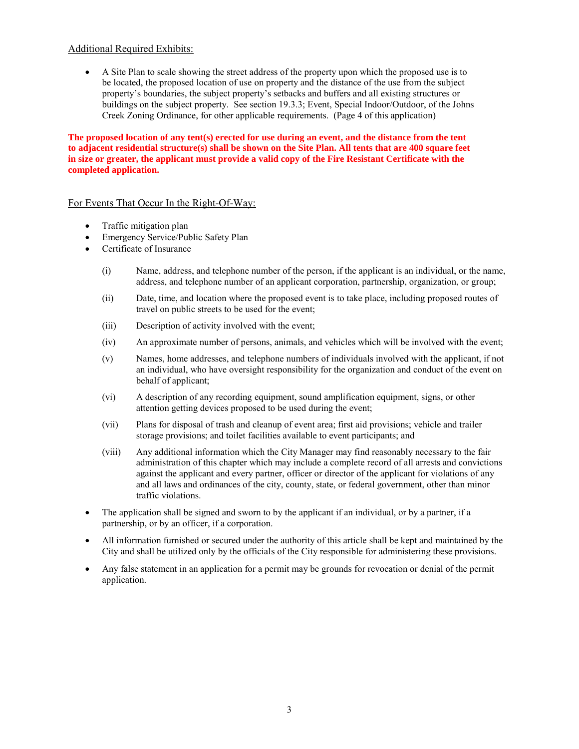Additional Required Exhibits:

- A Site Plan to scale showing the street address of the property upon which the proposed use is to be located, the proposed location of use on property and the distance of the use from the subject property's boundaries, the subject property's setbacks and buffers and all existing structures or buildings on the subject property. See section 19.3.3; Event, Special Indoor/Outdoor, of the Johns Creek Zoning Ordinance, for other applicable requirements. (Page 4 of this application)

**The proposed location of any tent(s) erected for use during an event, and the distance from the tent to adjacent residential structure(s) shall be shown on the Site Plan. All tents that are 400 square feet in size or greater, the applicant must provide a valid copy of the Fire Resistant Certificate with the completed application.**

For Events That Occur In the Right-Of-Way:

- Traffic mitigation plan
- Emergency Service/Public Safety Plan
- Certificate of Insurance

  (i) Name, address, and telephone number of the person, if the applicant is an individual, or the name, address, and telephone number of an applicant corporation, partnership, organization, or group;

  (ii) Date, time, and location where the proposed event is to take place, including proposed routes of travel on public streets to be used for the event;

  (iii) Description of activity involved with the event;

  (iv) An approximate number of persons, animals, and vehicles which will be involved with the event;

  (v) Names, home addresses, and telephone numbers of individuals involved with the applicant, if not an individual, who have oversight responsibility for the organization and conduct of the event on behalf of applicant;

  (vi) A description of any recording equipment, sound amplification equipment, signs, or other attention getting devices proposed to be used during the event;

  (vii) Plans for disposal of trash and cleanup of event area; first aid provisions; vehicle and trailer storage provisions; and toilet facilities available to event participants; and

  (viii) Any additional information which the City Manager may find reasonably necessary to the fair administration of this chapter which may include a complete record of all arrests and convictions against the applicant and every partner, officer or director of the applicant for violations of any and all laws and ordinances of the city, county, state, or federal government, other than minor traffic violations.

- The application shall be signed and sworn to by the applicant if an individual, or by a partner, if a partnership, or by an officer, if a corporation.
- All information furnished or secured under the authority of this article shall be kept and maintained by the City and shall be utilized only by the officials of the City responsible for administering these provisions.
- Any false statement in an application for a permit may be grounds for revocation or denial of the permit application.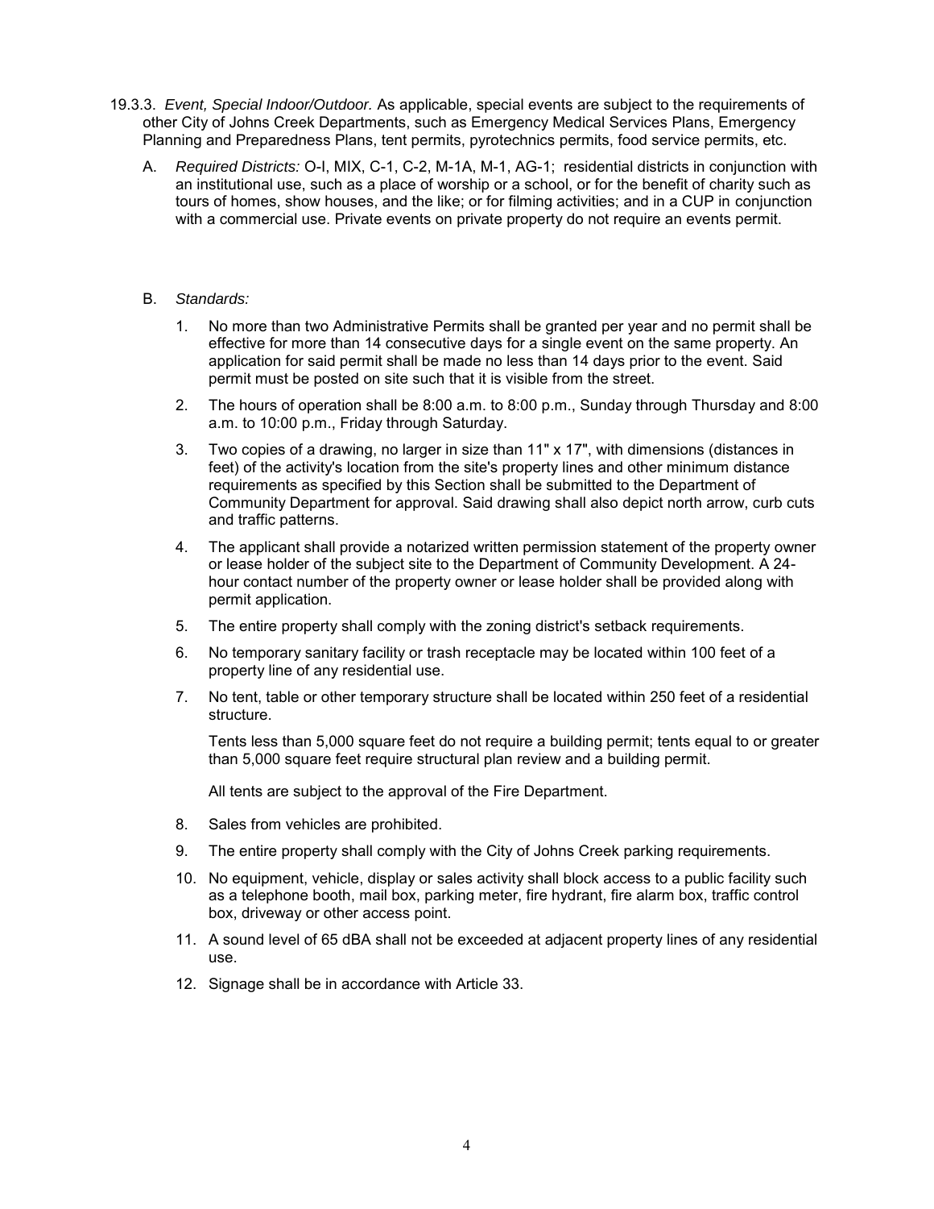19.3.3. *Event, Special Indoor/Outdoor.* As applicable, special events are subject to the requirements of other City of Johns Creek Departments, such as Emergency Medical Services Plans, Emergency Planning and Preparedness Plans, tent permits, pyrotechnics permits, food service permits, etc.

A. *Required Districts:* O-I, MIX, C-1, C-2, M-1A, M-1, AG-1; residential districts in conjunction with an institutional use, such as a place of worship or a school, or for the benefit of charity such as tours of homes, show houses, and the like; or for filming activities; and in a CUP in conjunction with a commercial use. Private events on private property do not require an events permit.

B. *Standards:*

1. No more than two Administrative Permits shall be granted per year and no permit shall be effective for more than 14 consecutive days for a single event on the same property. An application for said permit shall be made no less than 14 days prior to the event. Said permit must be posted on site such that it is visible from the street.

2. The hours of operation shall be 8:00 a.m. to 8:00 p.m., Sunday through Thursday and 8:00 a.m. to 10:00 p.m., Friday through Saturday.

3. Two copies of a drawing, no larger in size than 11" x 17", with dimensions (distances in feet) of the activity's location from the site's property lines and other minimum distance requirements as specified by this Section shall be submitted to the Department of Community Department for approval. Said drawing shall also depict north arrow, curb cuts and traffic patterns.

4. The applicant shall provide a notarized written permission statement of the property owner or lease holder of the subject site to the Department of Community Development. A 24-hour contact number of the property owner or lease holder shall be provided along with permit application.

5. The entire property shall comply with the zoning district's setback requirements.

6. No temporary sanitary facility or trash receptacle may be located within 100 feet of a property line of any residential use.

7. No tent, table or other temporary structure shall be located within 250 feet of a residential structure.

   Tents less than 5,000 square feet do not require a building permit; tents equal to or greater than 5,000 square feet require structural plan review and a building permit.

   All tents are subject to the approval of the Fire Department.

8. Sales from vehicles are prohibited.

9. The entire property shall comply with the City of Johns Creek parking requirements.

10. No equipment, vehicle, display or sales activity shall block access to a public facility such as a telephone booth, mail box, parking meter, fire hydrant, fire alarm box, traffic control box, driveway or other access point.

11. A sound level of 65 dBA shall not be exceeded at adjacent property lines of any residential use.

12. Signage shall be in accordance with Article 33.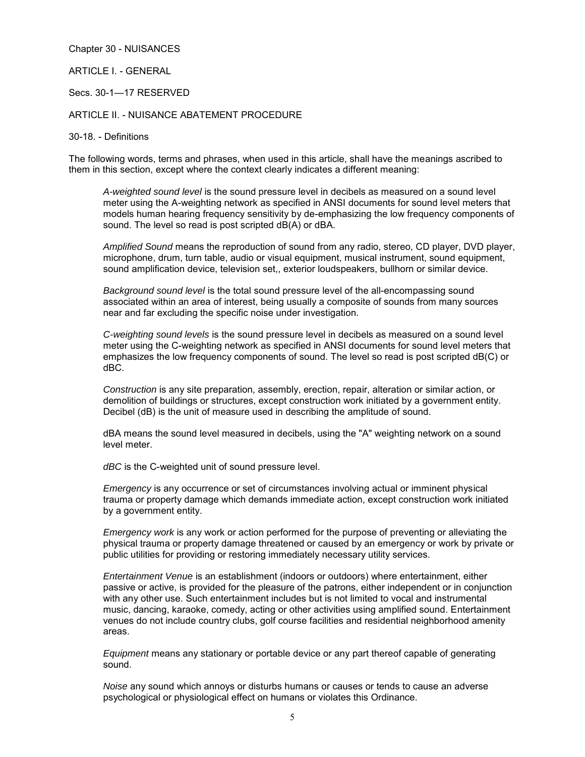Chapter 30 - NUISANCES

ARTICLE I. - GENERAL

Secs. 30-1—17 RESERVED

ARTICLE II. - NUISANCE ABATEMENT PROCEDURE

30-18. - Definitions

The following words, terms and phrases, when used in this article, shall have the meanings ascribed to them in this section, except where the context clearly indicates a different meaning:

> *A-weighted sound level* is the sound pressure level in decibels as measured on a sound level meter using the A-weighting network as specified in ANSI documents for sound level meters that models human hearing frequency sensitivity by de-emphasizing the low frequency components of sound. The level so read is post scripted dB(A) or dBA.
>
> *Amplified Sound* means the reproduction of sound from any radio, stereo, CD player, DVD player, microphone, drum, turn table, audio or visual equipment, musical instrument, sound equipment, sound amplification device, television set,, exterior loudspeakers, bullhorn or similar device.
>
> *Background sound level* is the total sound pressure level of the all-encompassing sound associated within an area of interest, being usually a composite of sounds from many sources near and far excluding the specific noise under investigation.
>
> *C-weighting sound levels* is the sound pressure level in decibels as measured on a sound level meter using the C-weighting network as specified in ANSI documents for sound level meters that emphasizes the low frequency components of sound. The level so read is post scripted dB(C) or dBC.
>
> *Construction* is any site preparation, assembly, erection, repair, alteration or similar action, or demolition of buildings or structures, except construction work initiated by a government entity. Decibel (dB) is the unit of measure used in describing the amplitude of sound.
>
> dBA means the sound level measured in decibels, using the "A" weighting network on a sound level meter.
>
> *dBC* is the C-weighted unit of sound pressure level.
>
> *Emergency* is any occurrence or set of circumstances involving actual or imminent physical trauma or property damage which demands immediate action, except construction work initiated by a government entity.
>
> *Emergency work* is any work or action performed for the purpose of preventing or alleviating the physical trauma or property damage threatened or caused by an emergency or work by private or public utilities for providing or restoring immediately necessary utility services.
>
> *Entertainment Venue* is an establishment (indoors or outdoors) where entertainment, either passive or active, is provided for the pleasure of the patrons, either independent or in conjunction with any other use. Such entertainment includes but is not limited to vocal and instrumental music, dancing, karaoke, comedy, acting or other activities using amplified sound. Entertainment venues do not include country clubs, golf course facilities and residential neighborhood amenity areas.
>
> *Equipment* means any stationary or portable device or any part thereof capable of generating sound.
>
> *Noise* any sound which annoys or disturbs humans or causes or tends to cause an adverse psychological or physiological effect on humans or violates this Ordinance.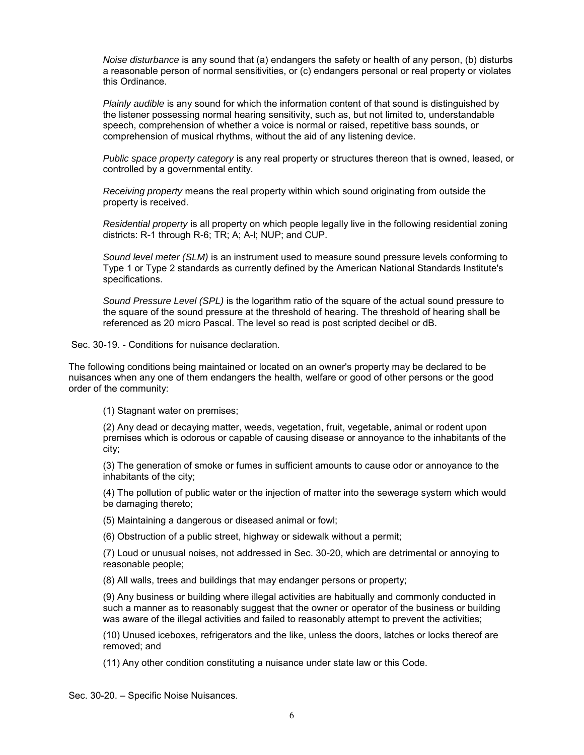*Noise disturbance* is any sound that (a) endangers the safety or health of any person, (b) disturbs a reasonable person of normal sensitivities, or (c) endangers personal or real property or violates this Ordinance.

*Plainly audible* is any sound for which the information content of that sound is distinguished by the listener possessing normal hearing sensitivity, such as, but not limited to, understandable speech, comprehension of whether a voice is normal or raised, repetitive bass sounds, or comprehension of musical rhythms, without the aid of any listening device.

*Public space property category* is any real property or structures thereon that is owned, leased, or controlled by a governmental entity.

*Receiving property* means the real property within which sound originating from outside the property is received.

*Residential property* is all property on which people legally live in the following residential zoning districts: R-1 through R-6; TR; A; A-l; NUP; and CUP.

*Sound level meter (SLM)* is an instrument used to measure sound pressure levels conforming to Type 1 or Type 2 standards as currently defined by the American National Standards Institute's specifications.

*Sound Pressure Level (SPL)* is the logarithm ratio of the square of the actual sound pressure to the square of the sound pressure at the threshold of hearing. The threshold of hearing shall be referenced as 20 micro Pascal. The level so read is post scripted decibel or dB.

Sec. 30-19. - Conditions for nuisance declaration.

The following conditions being maintained or located on an owner's property may be declared to be nuisances when any one of them endangers the health, welfare or good of other persons or the good order of the community:

(1) Stagnant water on premises;

(2) Any dead or decaying matter, weeds, vegetation, fruit, vegetable, animal or rodent upon premises which is odorous or capable of causing disease or annoyance to the inhabitants of the city;

(3) The generation of smoke or fumes in sufficient amounts to cause odor or annoyance to the inhabitants of the city;

(4) The pollution of public water or the injection of matter into the sewerage system which would be damaging thereto;

(5) Maintaining a dangerous or diseased animal or fowl;

(6) Obstruction of a public street, highway or sidewalk without a permit;

(7) Loud or unusual noises, not addressed in Sec. 30-20, which are detrimental or annoying to reasonable people;

(8) All walls, trees and buildings that may endanger persons or property;

(9) Any business or building where illegal activities are habitually and commonly conducted in such a manner as to reasonably suggest that the owner or operator of the business or building was aware of the illegal activities and failed to reasonably attempt to prevent the activities;

(10) Unused iceboxes, refrigerators and the like, unless the doors, latches or locks thereof are removed; and

(11) Any other condition constituting a nuisance under state law or this Code.

Sec. 30-20. – Specific Noise Nuisances.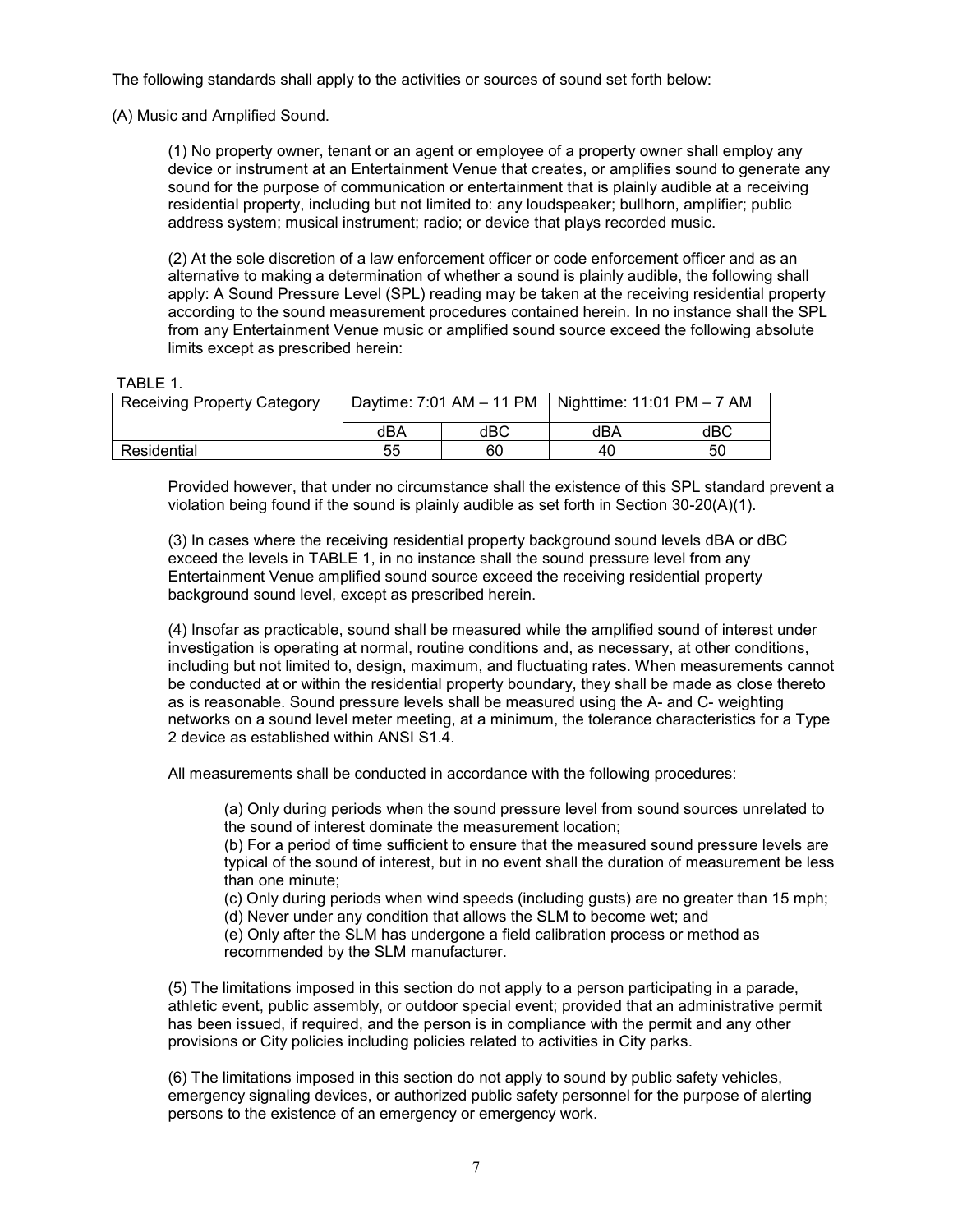The following standards shall apply to the activities or sources of sound set forth below:

(A) Music and Amplified Sound.

(1) No property owner, tenant or an agent or employee of a property owner shall employ any device or instrument at an Entertainment Venue that creates, or amplifies sound to generate any sound for the purpose of communication or entertainment that is plainly audible at a receiving residential property, including but not limited to: any loudspeaker; bullhorn, amplifier; public address system; musical instrument; radio; or device that plays recorded music.

(2) At the sole discretion of a law enforcement officer or code enforcement officer and as an alternative to making a determination of whether a sound is plainly audible, the following shall apply: A Sound Pressure Level (SPL) reading may be taken at the receiving residential property according to the sound measurement procedures contained herein. In no instance shall the SPL from any Entertainment Venue music or amplified sound source exceed the following absolute limits except as prescribed herein:

TABLE 1.

| Receiving Property Category | Daytime: 7:01 AM – 11 PM | | Nighttime: 11:01 PM – 7 AM | |
|---|---|---|---|---|
| | dBA | dBC | dBA | dBC |
| Residential | 55 | 60 | 40 | 50 |

Provided however, that under no circumstance shall the existence of this SPL standard prevent a violation being found if the sound is plainly audible as set forth in Section 30-20(A)(1).

(3) In cases where the receiving residential property background sound levels dBA or dBC exceed the levels in TABLE 1, in no instance shall the sound pressure level from any Entertainment Venue amplified sound source exceed the receiving residential property background sound level, except as prescribed herein.

(4) Insofar as practicable, sound shall be measured while the amplified sound of interest under investigation is operating at normal, routine conditions and, as necessary, at other conditions, including but not limited to, design, maximum, and fluctuating rates. When measurements cannot be conducted at or within the residential property boundary, they shall be made as close thereto as is reasonable. Sound pressure levels shall be measured using the A- and C- weighting networks on a sound level meter meeting, at a minimum, the tolerance characteristics for a Type 2 device as established within ANSI S1.4.

All measurements shall be conducted in accordance with the following procedures:

(a) Only during periods when the sound pressure level from sound sources unrelated to the sound of interest dominate the measurement location;
(b) For a period of time sufficient to ensure that the measured sound pressure levels are typical of the sound of interest, but in no event shall the duration of measurement be less than one minute;
(c) Only during periods when wind speeds (including gusts) are no greater than 15 mph;
(d) Never under any condition that allows the SLM to become wet; and
(e) Only after the SLM has undergone a field calibration process or method as recommended by the SLM manufacturer.

(5) The limitations imposed in this section do not apply to a person participating in a parade, athletic event, public assembly, or outdoor special event; provided that an administrative permit has been issued, if required, and the person is in compliance with the permit and any other provisions or City policies including policies related to activities in City parks.

(6) The limitations imposed in this section do not apply to sound by public safety vehicles, emergency signaling devices, or authorized public safety personnel for the purpose of alerting persons to the existence of an emergency or emergency work.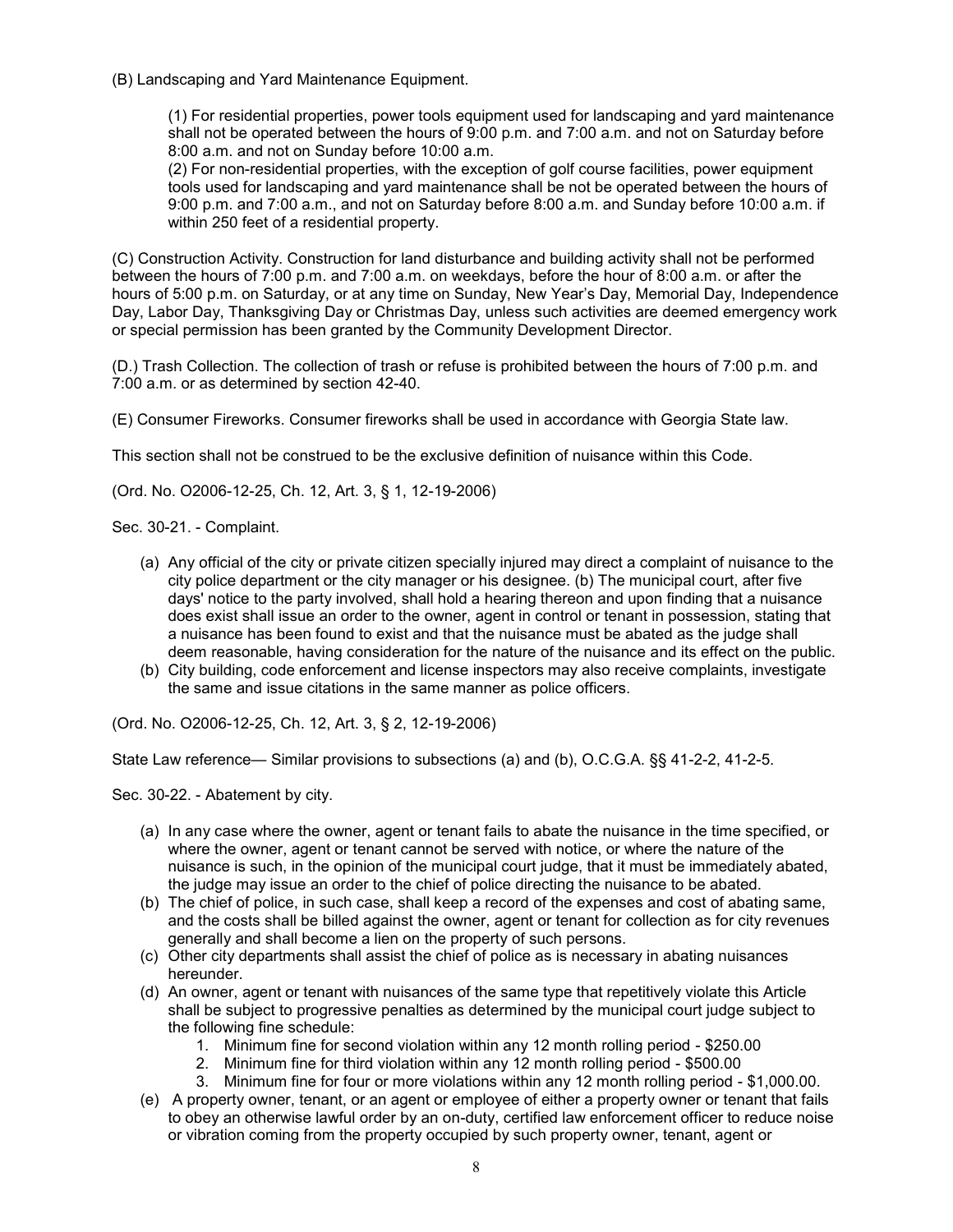(B) Landscaping and Yard Maintenance Equipment.

> (1) For residential properties, power tools equipment used for landscaping and yard maintenance shall not be operated between the hours of 9:00 p.m. and 7:00 a.m. and not on Saturday before 8:00 a.m. and not on Sunday before 10:00 a.m.
> (2) For non-residential properties, with the exception of golf course facilities, power equipment tools used for landscaping and yard maintenance shall be not be operated between the hours of 9:00 p.m. and 7:00 a.m., and not on Saturday before 8:00 a.m. and Sunday before 10:00 a.m. if within 250 feet of a residential property.

(C) Construction Activity. Construction for land disturbance and building activity shall not be performed between the hours of 7:00 p.m. and 7:00 a.m. on weekdays, before the hour of 8:00 a.m. or after the hours of 5:00 p.m. on Saturday, or at any time on Sunday, New Year's Day, Memorial Day, Independence Day, Labor Day, Thanksgiving Day or Christmas Day, unless such activities are deemed emergency work or special permission has been granted by the Community Development Director.

(D.) Trash Collection. The collection of trash or refuse is prohibited between the hours of 7:00 p.m. and 7:00 a.m. or as determined by section 42-40.

(E) Consumer Fireworks. Consumer fireworks shall be used in accordance with Georgia State law.

This section shall not be construed to be the exclusive definition of nuisance within this Code.

(Ord. No. O2006-12-25, Ch. 12, Art. 3, § 1, 12-19-2006)

Sec. 30-21. - Complaint.

(a) Any official of the city or private citizen specially injured may direct a complaint of nuisance to the city police department or the city manager or his designee. (b) The municipal court, after five days' notice to the party involved, shall hold a hearing thereon and upon finding that a nuisance does exist shall issue an order to the owner, agent in control or tenant in possession, stating that a nuisance has been found to exist and that the nuisance must be abated as the judge shall deem reasonable, having consideration for the nature of the nuisance and its effect on the public.

(b) City building, code enforcement and license inspectors may also receive complaints, investigate the same and issue citations in the same manner as police officers.

(Ord. No. O2006-12-25, Ch. 12, Art. 3, § 2, 12-19-2006)

State Law reference— Similar provisions to subsections (a) and (b), O.C.G.A. §§ 41-2-2, 41-2-5.

Sec. 30-22. - Abatement by city.

(a) In any case where the owner, agent or tenant fails to abate the nuisance in the time specified, or where the owner, agent or tenant cannot be served with notice, or where the nature of the nuisance is such, in the opinion of the municipal court judge, that it must be immediately abated, the judge may issue an order to the chief of police directing the nuisance to be abated.

(b) The chief of police, in such case, shall keep a record of the expenses and cost of abating same, and the costs shall be billed against the owner, agent or tenant for collection as for city revenues generally and shall become a lien on the property of such persons.

(c) Other city departments shall assist the chief of police as is necessary in abating nuisances hereunder.

(d) An owner, agent or tenant with nuisances of the same type that repetitively violate this Article shall be subject to progressive penalties as determined by the municipal court judge subject to the following fine schedule:
   1. Minimum fine for second violation within any 12 month rolling period - $250.00
   2. Minimum fine for third violation within any 12 month rolling period - $500.00
   3. Minimum fine for four or more violations within any 12 month rolling period - $1,000.00.

(e) A property owner, tenant, or an agent or employee of either a property owner or tenant that fails to obey an otherwise lawful order by an on-duty, certified law enforcement officer to reduce noise or vibration coming from the property occupied by such property owner, tenant, agent or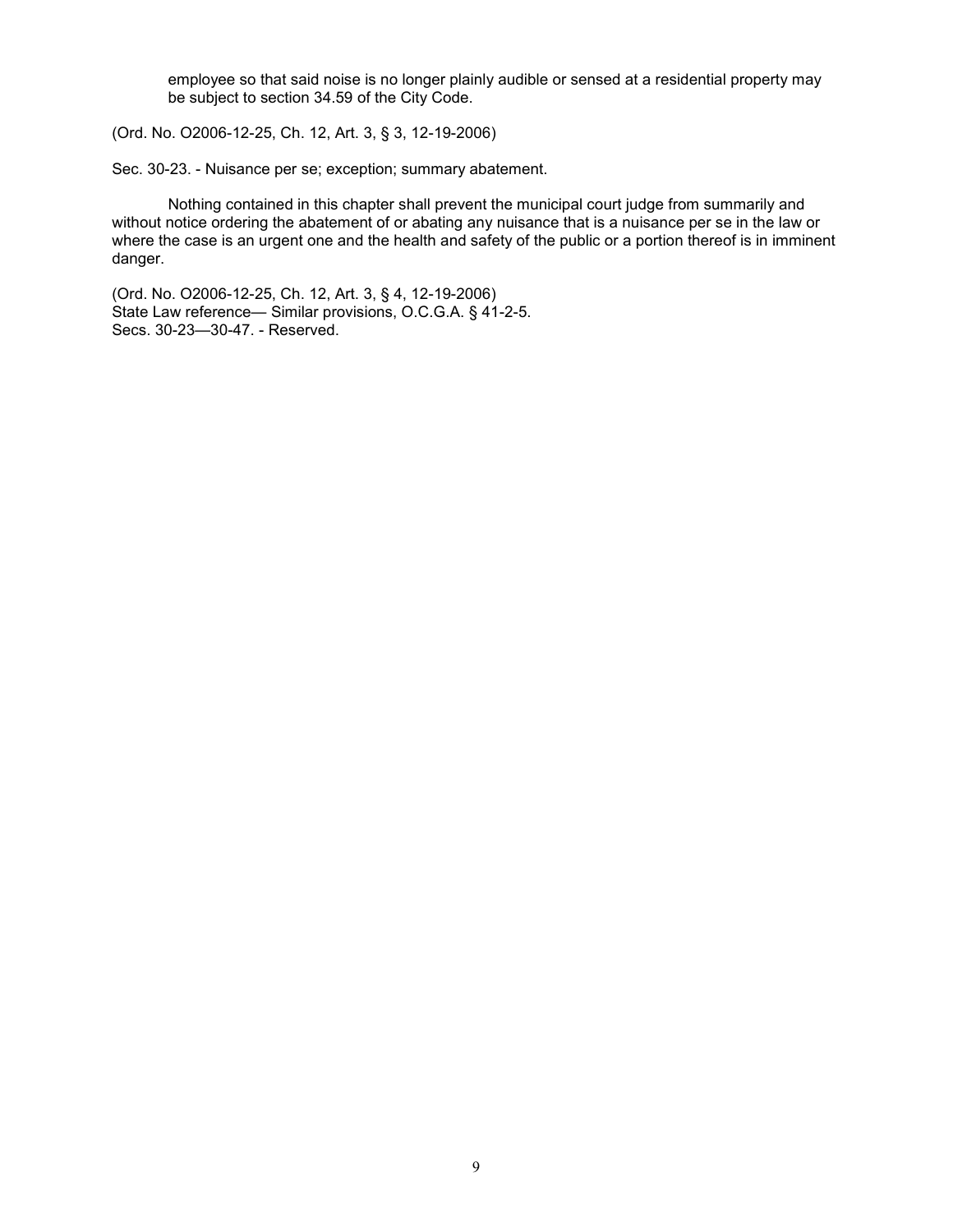employee so that said noise is no longer plainly audible or sensed at a residential property may be subject to section 34.59 of the City Code.

(Ord. No. O2006-12-25, Ch. 12, Art. 3, § 3, 12-19-2006)

Sec. 30-23. - Nuisance per se; exception; summary abatement.

Nothing contained in this chapter shall prevent the municipal court judge from summarily and without notice ordering the abatement of or abating any nuisance that is a nuisance per se in the law or where the case is an urgent one and the health and safety of the public or a portion thereof is in imminent danger.

(Ord. No. O2006-12-25, Ch. 12, Art. 3, § 4, 12-19-2006)
State Law reference— Similar provisions, O.C.G.A. § 41-2-5.
Secs. 30-23—30-47. - Reserved.